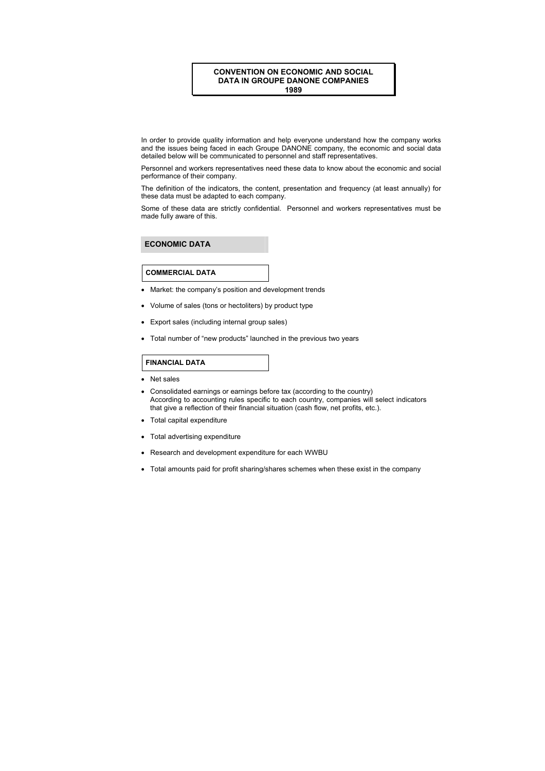# CONVENTION ON ECONOMIC AND SOCIAL DATA IN GROUPE DANONE COMPANIES 1989

In order to provide quality information and help everyone understand how the company works and the issues being faced in each Groupe DANONE company, the economic and social data detailed below will be communicated to personnel and staff representatives.

Personnel and workers representatives need these data to know about the economic and social performance of their company.

The definition of the indicators, the content, presentation and frequency (at least annually) for these data must be adapted to each company.

Some of these data are strictly confidential. Personnel and workers representatives must be made fully aware of this.

## ECONOMIC DATA

### COMMERCIAL DATA

- Market: the company's position and development trends
- Volume of sales (tons or hectoliters) by product type
- Export sales (including internal group sales)
- Total number of "new products" launched in the previous two years

### FINANCIAL DATA

- Net sales
- Consolidated earnings or earnings before tax (according to the country)
  According to accounting rules specific to each country, companies will select indicators that give a reflection of their financial situation (cash flow, net profits, etc.).
- Total capital expenditure
- Total advertising expenditure
- Research and development expenditure for each WWBU
- Total amounts paid for profit sharing/shares schemes when these exist in the company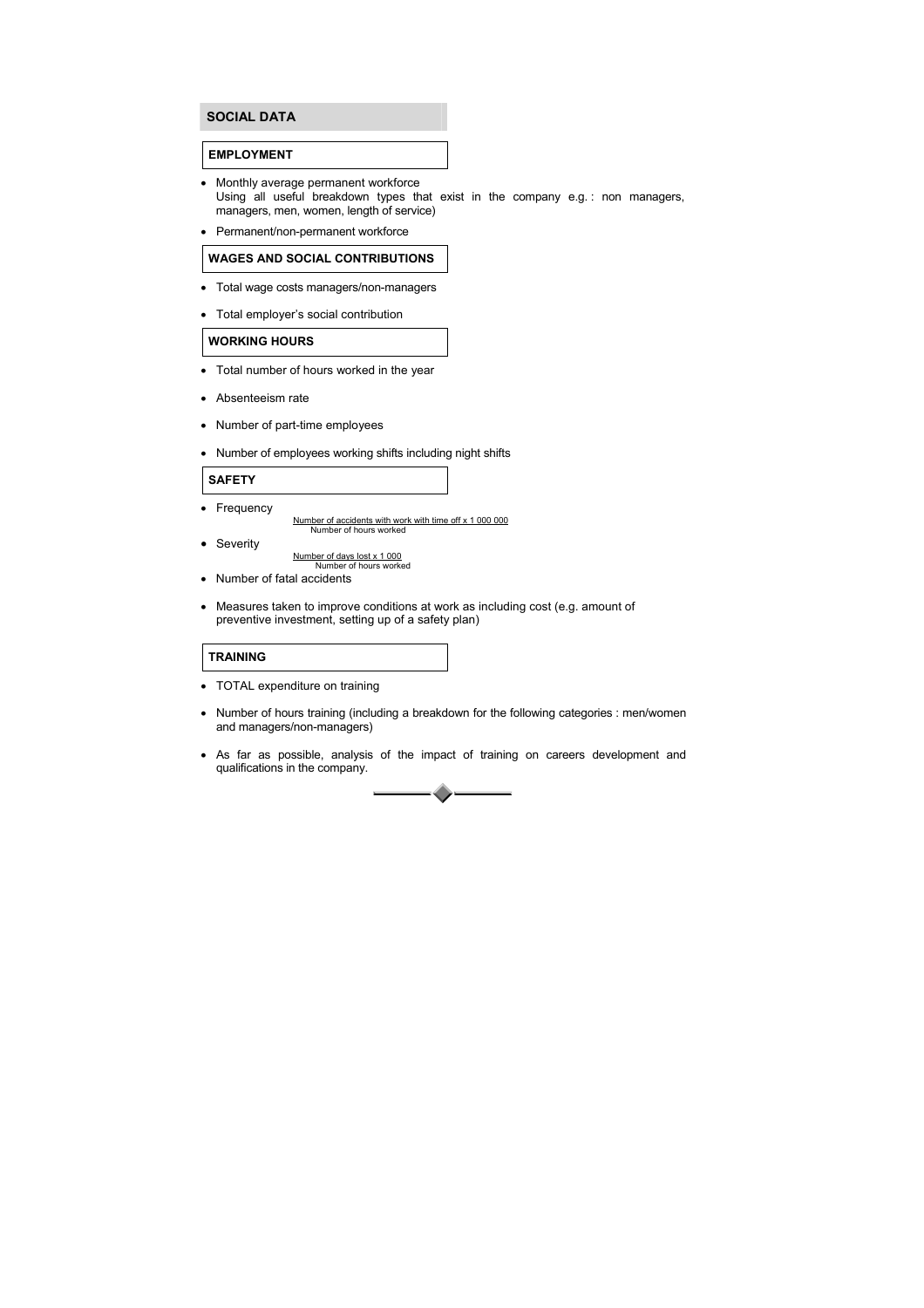## SOCIAL DATA

### EMPLOYMENT

- Monthly average permanent workforce
  Using all useful breakdown types that exist in the company e.g. : non managers, managers, men, women, length of service)
- Permanent/non-permanent workforce

### WAGES AND SOCIAL CONTRIBUTIONS

- Total wage costs managers/non-managers
- Total employer's social contribution

### WORKING HOURS

- Total number of hours worked in the year
- Absenteeism rate
- Number of part-time employees
- Number of employees working shifts including night shifts

### SAFETY

- Frequency

$$\frac{\text{Number of accidents with work with time off} \times 1\,000\,000}{\text{Number of hours worked}}$$

- Severity

$$\frac{\text{Number of days lost} \times 1\,000}{\text{Number of hours worked}}$$

- Number of fatal accidents
- Measures taken to improve conditions at work as including cost (e.g. amount of preventive investment, setting up of a safety plan)

### TRAINING

- TOTAL expenditure on training
- Number of hours training (including a breakdown for the following categories : men/women and managers/non-managers)
- As far as possible, analysis of the impact of training on careers development and qualifications in the company.